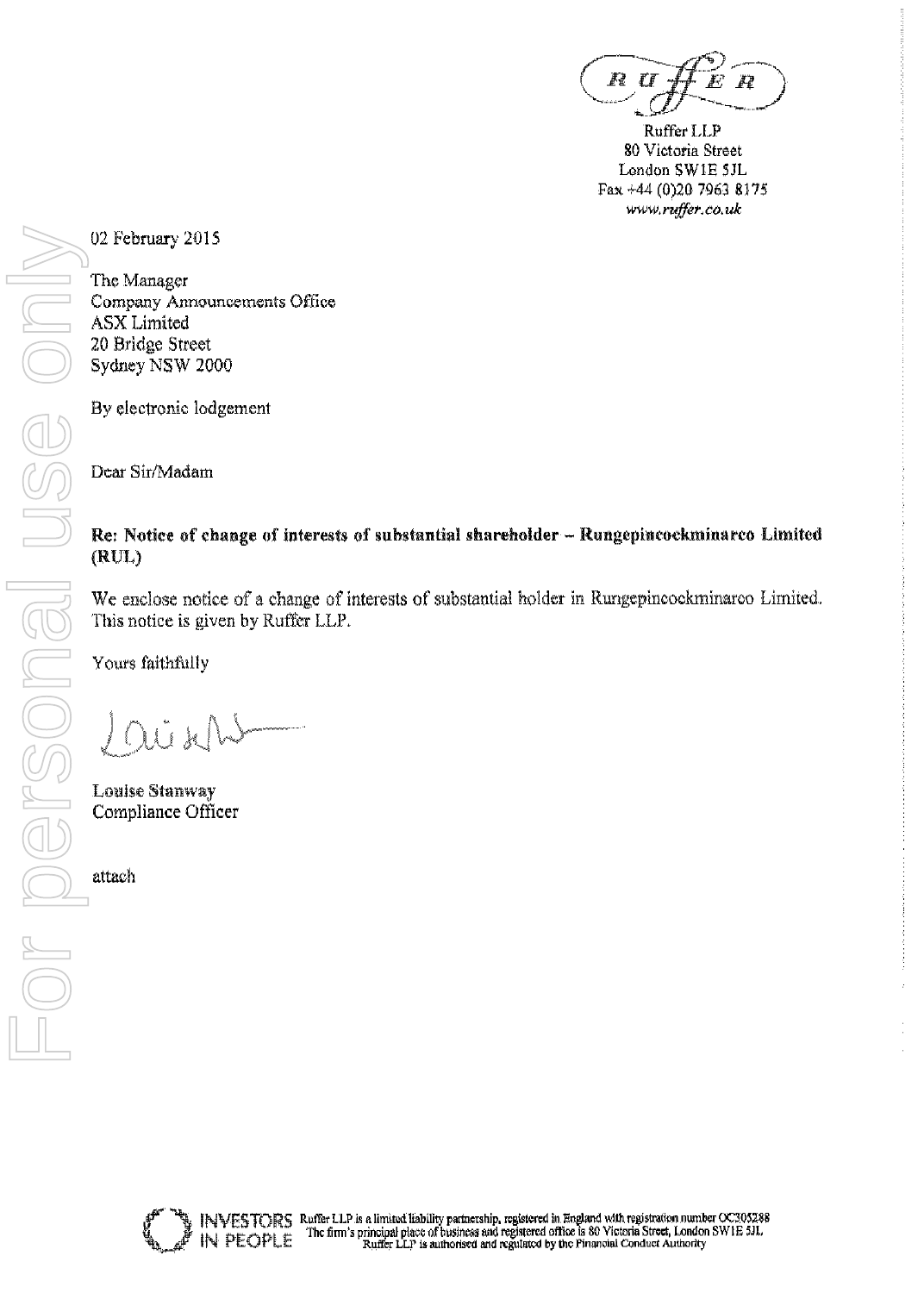Ruffer LLP
80 Victoria Street
London SW1E 5JL
Fax +44 (0)20 7963 8175
*www.ruffer.co.uk*

02 February 2015

The Manager
Company Announcements Office
ASX Limited
20 Bridge Street
Sydney NSW 2000

By electronic lodgement

Dear Sir/Madam

**Re: Notice of change of interests of substantial shareholder – Rungepincockminarco Limited (RUL)**

We enclose notice of a change of interests of substantial holder in Rungepincockminarco Limited. This notice is given by Ruffer LLP.

Yours faithfully

Louise Stanway
Compliance Officer

attach

Ruffer LLP is a limited liability partnership, registered in England with registration number OC305288
The firm's principal place of business and registered office is 80 Victoria Street, London SW1E 5JL
Ruffer LLP is authorised and regulated by the Financial Conduct Authority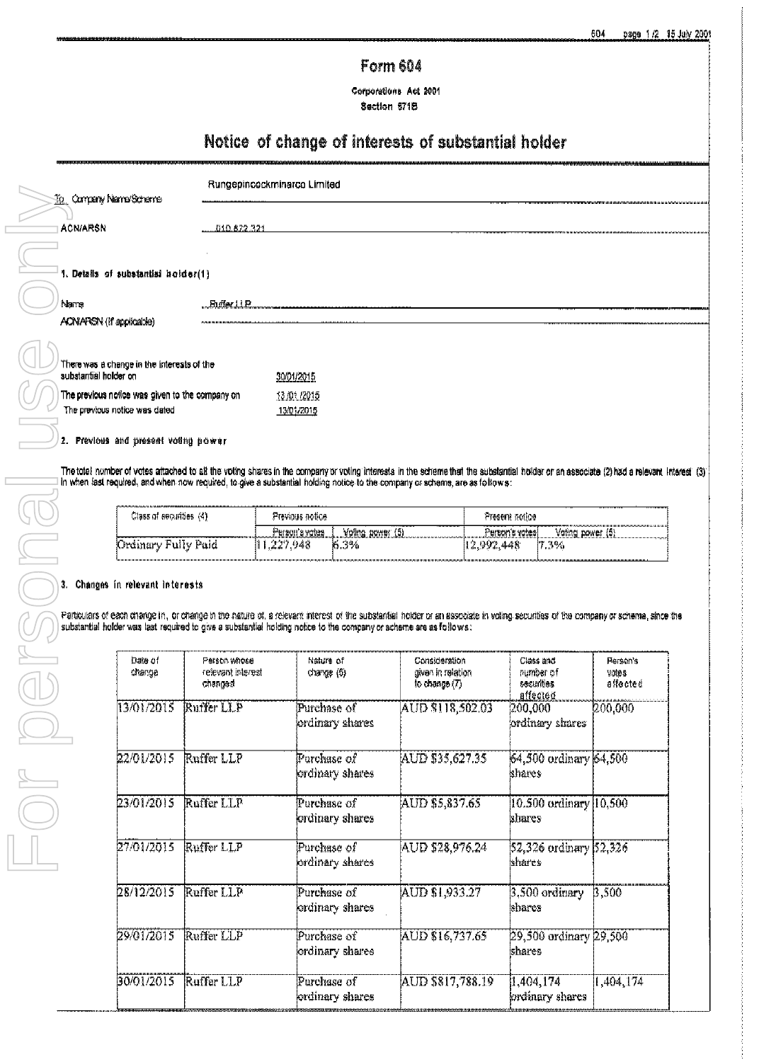# Form 604

Corporations Act 2001
Section 671B

## Notice of change of interests of substantial holder

To Company Name/Scheme: Rungepincockminarco Limited

ACN/ARSN: 010 672 321

### 1. Details of substantial holder(1)

Name: Ruffer LLP

ACN/ARSN (if applicable):

There was a change in the interests of the substantial holder on: 30/01/2015

The previous notice was given to the company on: 13/01/2015

The previous notice was dated: 13/01/2015

### 2. Previous and present voting power

The total number of votes attached to all the voting shares in the company or voting interests in the scheme that the substantial holder or an associate (2) had a relevant interest (3) in when last required, and when now required, to give a substantial holding notice to the company or scheme, are as follows:

| Class of securities (4) | Previous notice | | Present notice | |
|---|---|---|---|---|
| | Person's votes | Voting power (5) | Person's votes | Voting power (5) |
| Ordinary Fully Paid | 11,227,948 | 6.3% | 12,992,448 | 7.3% |

### 3. Changes in relevant interests

Particulars of each change in, or change in the nature of, a relevant interest of the substantial holder or an associate in voting securities of the company or scheme, since the substantial holder was last required to give a substantial holding notice to the company or scheme are as follows:

| Date of change | Person whose relevant interest changed | Nature of change (6) | Consideration given in relation to change (7) | Class and number of securities affected | Person's votes affected |
|---|---|---|---|---|---|
| 13/01/2015 | Ruffer LLP | Purchase of ordinary shares | AUD $118,502.03 | 200,000 ordinary shares | 200,000 |
| 22/01/2015 | Ruffer LLP | Purchase of ordinary shares | AUD $35,627.35 | 64,500 ordinary shares | 64,500 |
| 23/01/2015 | Ruffer LLP | Purchase of ordinary shares | AUD $5,837.65 | 10,500 ordinary shares | 10,500 |
| 27/01/2015 | Ruffer LLP | Purchase of ordinary shares | AUD $28,976.24 | 52,326 ordinary shares | 52,326 |
| 28/12/2015 | Ruffer LLP | Purchase of ordinary shares | AUD $1,933.27 | 3,500 ordinary shares | 3,500 |
| 29/01/2015 | Ruffer LLP | Purchase of ordinary shares | AUD $16,737.65 | 29,500 ordinary shares | 29,500 |
| 30/01/2015 | Ruffer LLP | Purchase of ordinary shares | AUD $817,788.19 | 1,404,174 ordinary shares | 1,404,174 |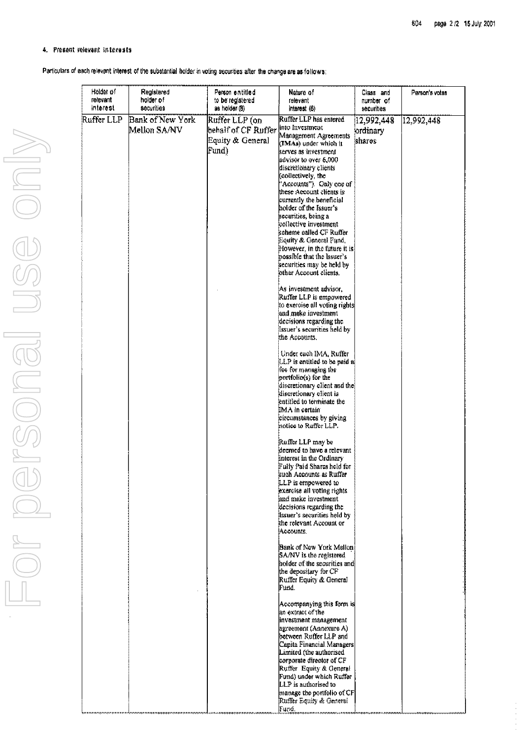#### 4. Present relevant interests

Particulars of each relevant interest of the substantial holder in voting securities after the change are as follows:

| Holder of relevant interest | Registered holder of securities | Person entitled to be registered as holder (8) | Nature of relevant interest (6) | Class and number of securities | Person's votes |
|---|---|---|---|---|---|
| Ruffer LLP | Bank of New York Mellon SA/NV | Ruffer LLP (on behalf of CF Ruffer Equity & General Fund) | Ruffer LLP has entered into Investment Management Agreements (IMAs) under which it serves as investment advisor to over 6,000 discretionary clients (collectively, the "Accounts"). Only one of these Account clients is currently the beneficial holder of the Issuer's securities, being a collective investment scheme called CF Ruffer Equity & General Fund. However, in the future it is possible that the Issuer's securities may be held by other Account clients.<br><br>As investment advisor, Ruffer LLP is empowered to exercise all voting rights and make investment decisions regarding the Issuer's securities held by the Accounts.<br><br>Under each IMA, Ruffer LLP is entitled to be paid a fee for managing the portfolio(s) for the discretionary client and the discretionary client is entitled to terminate the IMA in certain circumstances by giving notice to Ruffer LLP.<br><br>Ruffer LLP may be deemed to have a relevant interest in the Ordinary Fully Paid Shares held for such Accounts as Ruffer LLP is empowered to exercise all voting rights and make investment decisions regarding the Issuer's securities held by the relevant Account or Accounts.<br><br>Bank of New York Mellon SA/NV is the registered holder of the securities and the depositary for CF Ruffer Equity & General Fund.<br><br>Accompanying this form is an extract of the investment management agreement (Annexure A) between Ruffer LLP and Capita Financial Managers Limited (the authorised corporate director of CF Ruffer Equity & General Fund) under which Ruffer LLP is authorised to manage the portfolio of CF Ruffer Equity & General Fund. | 12,992,448 ordinary shares | 12,992,448 |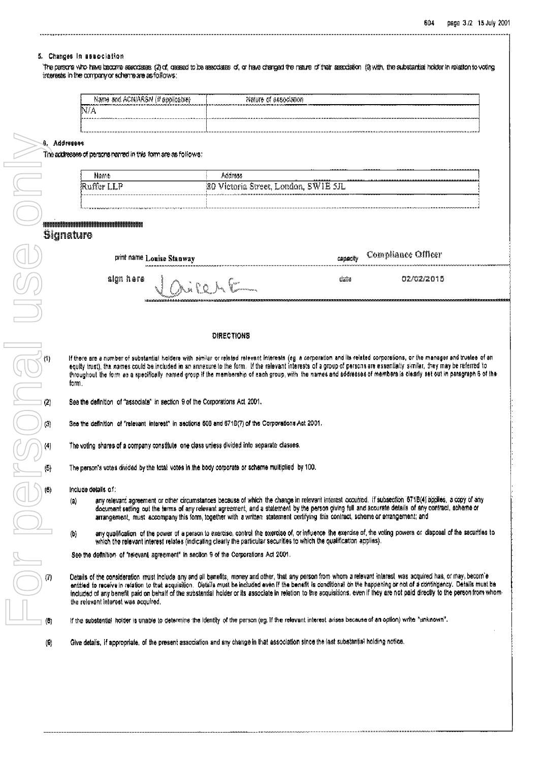## 5. Changes in association

The persons who have become associates (2) of, ceased to be associates of, or have changed the nature of their association (9) with, the substantial holder in relation to voting interests in the company or scheme are as follows:

| Name and ACN/ARSN (if applicable) | Nature of association |
|---|---|
| N/A | |
| | |

## 6. Addresses

The addresses of persons named in this form are as follows:

| Name | Address |
|---|---|
| Ruffer LLP | 80 Victoria Street, London, SW1E 5JL |
| | |

## Signature

print name Louise Stanway — capacity Compliance Officer

sign here — date 02/02/2015

### DIRECTIONS

(1) If there are a number of substantial holders with similar or related relevant interests (eg. a corporation and its related corporations, or the manager and trustee of an equity trust), the names could be included in an annexure to the form. If the relevant interests of a group of persons are essentially similar, they may be referred to throughout the form as a specifically named group if the membership of each group, with the names and addresses of members is clearly set out in paragraph 6 of the form.

(2) See the definition of "associate" in section 9 of the Corporations Act 2001.

(3) See the definition of "relevant interest" in sections 608 and 671B(7) of the Corporations Act 2001.

(4) The voting shares of a company constitute one class unless divided into separate classes.

(5) The person's votes divided by the total votes in the body corporate or scheme multiplied by 100.

(6) Include details of:

(a) any relevant agreement or other circumstances because of which the change in relevant interest occurred. If subsection 671B(4) applies, a copy of any document setting out the terms of any relevant agreement, and a statement by the person giving full and accurate details of any contract, scheme or arrangement, must accompany this form, together with a written statement certifying this contract, scheme or arrangement; and

(b) any qualification of the power of a person to exercise, control the exercise of, or influence the exercise of, the voting powers or disposal of the securities to which the relevant interest relates (indicating clearly the particular securities to which the qualification applies).

See the definition of "relevant agreement" in section 9 of the Corporations Act 2001.

(7) Details of the consideration must include any and all benefits, money and other, that any person from whom a relevant interest was acquired has, or may, become entitled to receive in relation to that acquisition. Details must be included even if the benefit is conditional on the happening or not of a contingency. Details must be included of any benefit paid on behalf of the substantial holder or its associate in relation to the acquisitions, even if they are not paid directly to the person from whom the relevant interest was acquired.

(8) If the substantial holder is unable to determine the identity of the person (eg. if the relevant interest arises because of an option) write "unknown".

(9) Give details, if appropriate, of the present association and any change in that association since the last substantial holding notice.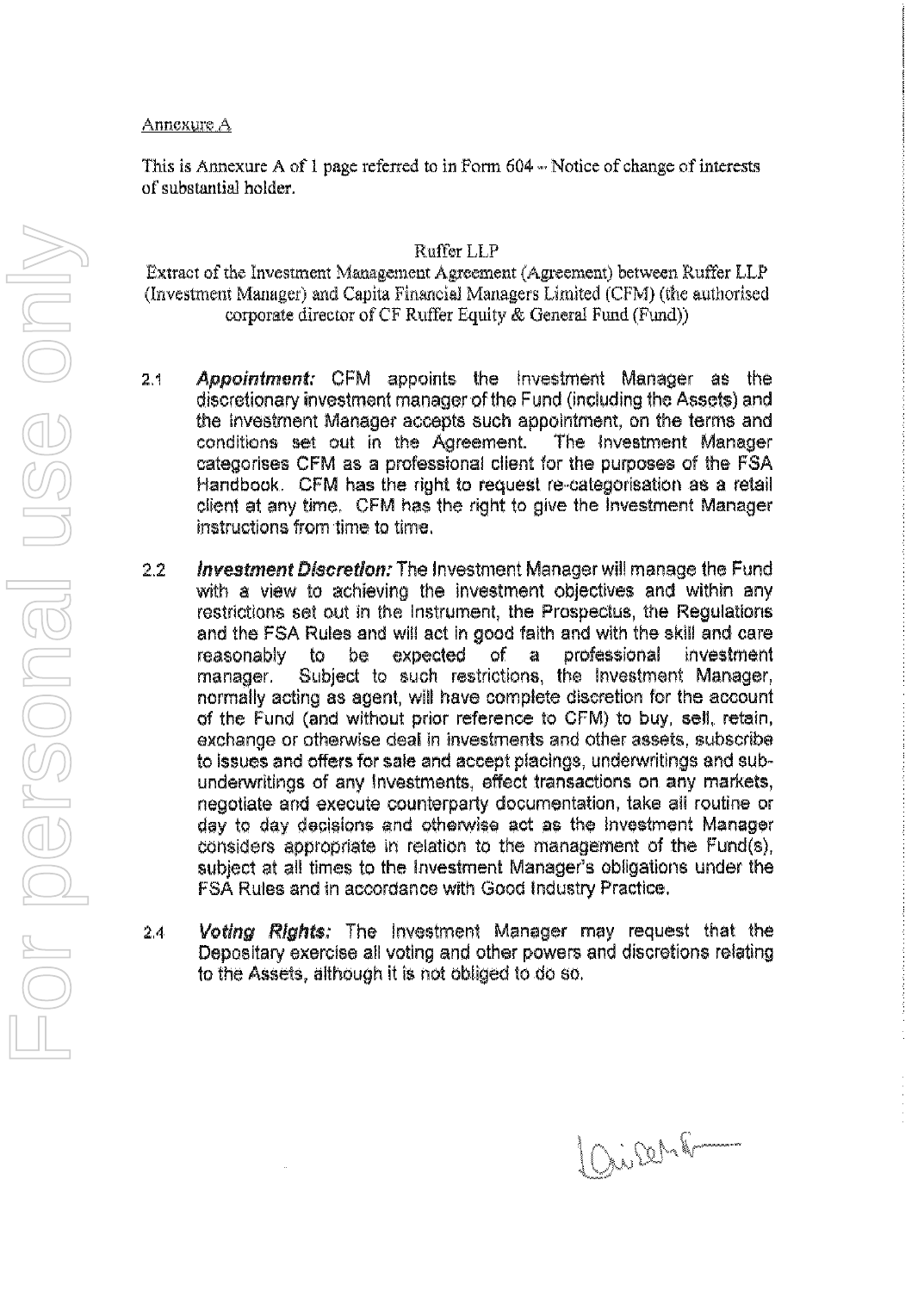Annexure A

This is Annexure A of 1 page referred to in Form 604 – Notice of change of interests of substantial holder.

Ruffer LLP

Extract of the Investment Management Agreement (Agreement) between Ruffer LLP (Investment Manager) and Capita Financial Managers Limited (CFM) (the authorised corporate director of CF Ruffer Equity & General Fund (Fund))

2.1 ***Appointment:*** CFM appoints the Investment Manager as the discretionary investment manager of the Fund (including the Assets) and the Investment Manager accepts such appointment, on the terms and conditions set out in the Agreement. The Investment Manager categorises CFM as a professional client for the purposes of the FSA Handbook. CFM has the right to request re-categorisation as a retail client at any time. CFM has the right to give the Investment Manager instructions from time to time.

2.2 ***Investment Discretion:*** The Investment Manager will manage the Fund with a view to achieving the investment objectives and within any restrictions set out in the Instrument, the Prospectus, the Regulations and the FSA Rules and will act in good faith and with the skill and care reasonably to be expected of a professional investment manager. Subject to such restrictions, the Investment Manager, normally acting as agent, will have complete discretion for the account of the Fund (and without prior reference to CFM) to buy, sell, retain, exchange or otherwise deal in investments and other assets, subscribe to issues and offers for sale and accept placings, underwritings and sub-underwritings of any Investments, effect transactions on any markets, negotiate and execute counterparty documentation, take all routine or day to day decisions and otherwise act as the Investment Manager considers appropriate in relation to the management of the Fund(s), subject at all times to the Investment Manager's obligations under the FSA Rules and in accordance with Good Industry Practice.

2.4 ***Voting Rights:*** The Investment Manager may request that the Depositary exercise all voting and other powers and discretions relating to the Assets, although it is not obliged to do so.